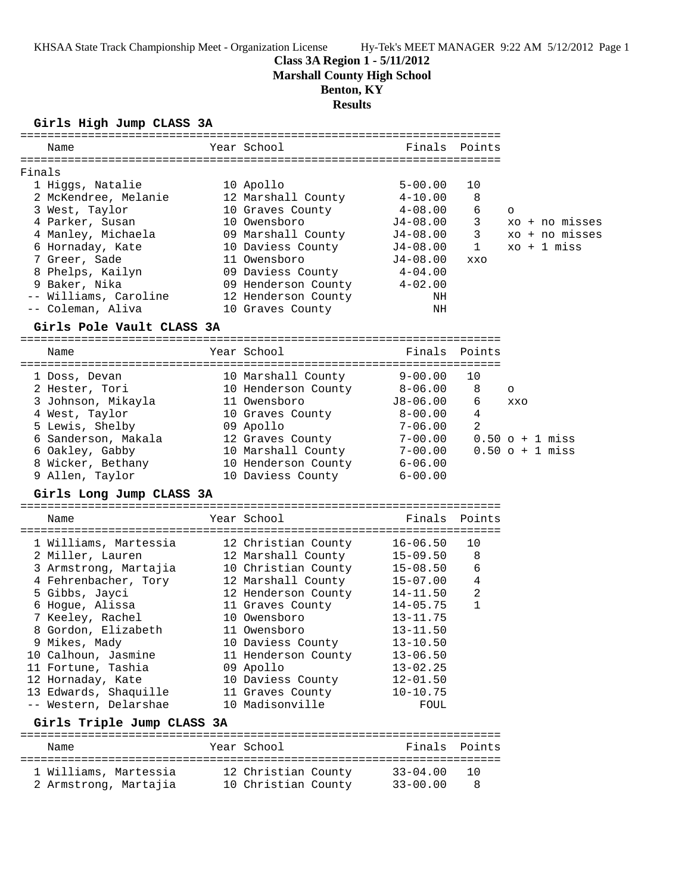**Class 3A Region 1 - 5/11/2012**
**Marshall County High School**
**Benton, KY**
**Results**

### Girls High Jump CLASS 3A

Finals

| Place | Name | Year | School | Finals | Points | |
|---|---|---|---|---|---|---|
| 1 | Higgs, Natalie | 10 | Apollo | 5-00.00 | 10 | |
| 2 | McKendree, Melanie | 12 | Marshall County | 4-10.00 | 8 | |
| 3 | West, Taylor | 10 | Graves County | 4-08.00 | 6 | o |
| 4 | Parker, Susan | 10 | Owensboro | J4-08.00 | 3 | xo + no misses |
| 4 | Manley, Michaela | 09 | Marshall County | J4-08.00 | 3 | xo + no misses |
| 6 | Hornaday, Kate | 10 | Daviess County | J4-08.00 | 1 | xo + 1 miss |
| 7 | Greer, Sade | 11 | Owensboro | J4-08.00 | xxo | |
| 8 | Phelps, Kailyn | 09 | Daviess County | 4-04.00 | | |
| 9 | Baker, Nika | 09 | Henderson County | 4-02.00 | | |
| -- | Williams, Caroline | 12 | Henderson County | NH | | |
| -- | Coleman, Aliva | 10 | Graves County | NH | | |

### Girls Pole Vault CLASS 3A

| Place | Name | Year | School | Finals | Points | |
|---|---|---|---|---|---|---|
| 1 | Doss, Devan | 10 | Marshall County | 9-00.00 | 10 | |
| 2 | Hester, Tori | 10 | Henderson County | 8-06.00 | 8 | o |
| 3 | Johnson, Mikayla | 11 | Owensboro | J8-06.00 | 6 | xxo |
| 4 | West, Taylor | 10 | Graves County | 8-00.00 | 4 | |
| 5 | Lewis, Shelby | 09 | Apollo | 7-06.00 | 2 | |
| 6 | Sanderson, Makala | 12 | Graves County | 7-00.00 | 0.50 | o + 1 miss |
| 6 | Oakley, Gabby | 10 | Marshall County | 7-00.00 | 0.50 | o + 1 miss |
| 8 | Wicker, Bethany | 10 | Henderson County | 6-06.00 | | |
| 9 | Allen, Taylor | 10 | Daviess County | 6-00.00 | | |

### Girls Long Jump CLASS 3A

| Place | Name | Year | School | Finals | Points |
|---|---|---|---|---|---|
| 1 | Williams, Martessia | 12 | Christian County | 16-06.50 | 10 |
| 2 | Miller, Lauren | 12 | Marshall County | 15-09.50 | 8 |
| 3 | Armstrong, Martajia | 10 | Christian County | 15-08.50 | 6 |
| 4 | Fehrenbacher, Tory | 12 | Marshall County | 15-07.00 | 4 |
| 5 | Gibbs, Jayci | 12 | Henderson County | 14-11.50 | 2 |
| 6 | Hogue, Alissa | 11 | Graves County | 14-05.75 | 1 |
| 7 | Keeley, Rachel | 10 | Owensboro | 13-11.75 | |
| 8 | Gordon, Elizabeth | 11 | Owensboro | 13-11.50 | |
| 9 | Mikes, Mady | 10 | Daviess County | 13-10.50 | |
| 10 | Calhoun, Jasmine | 11 | Henderson County | 13-06.50 | |
| 11 | Fortune, Tashia | 09 | Apollo | 13-02.25 | |
| 12 | Hornaday, Kate | 10 | Daviess County | 12-01.50 | |
| 13 | Edwards, Shaquille | 11 | Graves County | 10-10.75 | |
| -- | Western, Delarshae | 10 | Madisonville | FOUL | |

### Girls Triple Jump CLASS 3A

| Place | Name | Year | School | Finals | Points |
|---|---|---|---|---|---|
| 1 | Williams, Martessia | 12 | Christian County | 33-04.00 | 10 |
| 2 | Armstrong, Martajia | 10 | Christian County | 33-00.00 | 8 |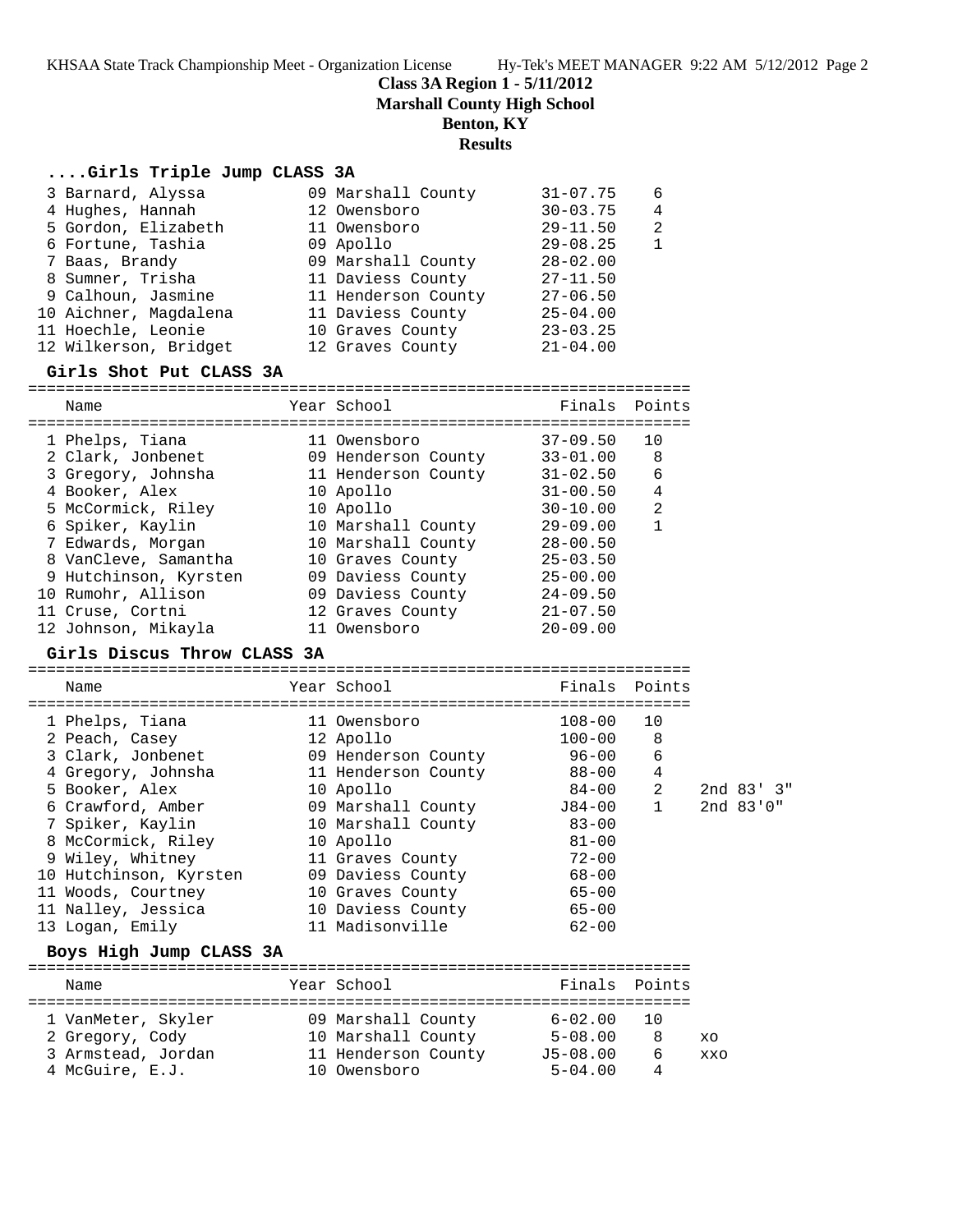**Class 3A Region 1 - 5/11/2012**
**Marshall County High School**
**Benton, KY**
**Results**

## ....Girls Triple Jump CLASS 3A

| Place | Name | Year | School | Finals | Points |
|---|---|---|---|---|---|
| 3 | Barnard, Alyssa | 09 | Marshall County | 31-07.75 | 6 |
| 4 | Hughes, Hannah | 12 | Owensboro | 30-03.75 | 4 |
| 5 | Gordon, Elizabeth | 11 | Owensboro | 29-11.50 | 2 |
| 6 | Fortune, Tashia | 09 | Apollo | 29-08.25 | 1 |
| 7 | Baas, Brandy | 09 | Marshall County | 28-02.00 | |
| 8 | Sumner, Trisha | 11 | Daviess County | 27-11.50 | |
| 9 | Calhoun, Jasmine | 11 | Henderson County | 27-06.50 | |
| 10 | Aichner, Magdalena | 11 | Daviess County | 25-04.00 | |
| 11 | Hoechle, Leonie | 10 | Graves County | 23-03.25 | |
| 12 | Wilkerson, Bridget | 12 | Graves County | 21-04.00 | |

## Girls Shot Put CLASS 3A

| Place | Name | Year | School | Finals | Points |
|---|---|---|---|---|---|
| 1 | Phelps, Tiana | 11 | Owensboro | 37-09.50 | 10 |
| 2 | Clark, Jonbenet | 09 | Henderson County | 33-01.00 | 8 |
| 3 | Gregory, Johnsha | 11 | Henderson County | 31-02.50 | 6 |
| 4 | Booker, Alex | 10 | Apollo | 31-00.50 | 4 |
| 5 | McCormick, Riley | 10 | Apollo | 30-10.00 | 2 |
| 6 | Spiker, Kaylin | 10 | Marshall County | 29-09.00 | 1 |
| 7 | Edwards, Morgan | 10 | Marshall County | 28-00.50 | |
| 8 | VanCleve, Samantha | 10 | Graves County | 25-03.50 | |
| 9 | Hutchinson, Kyrsten | 09 | Daviess County | 25-00.00 | |
| 10 | Rumohr, Allison | 09 | Daviess County | 24-09.50 | |
| 11 | Cruse, Cortni | 12 | Graves County | 21-07.50 | |
| 12 | Johnson, Mikayla | 11 | Owensboro | 20-09.00 | |

## Girls Discus Throw CLASS 3A

| Place | Name | Year | School | Finals | Points | |
|---|---|---|---|---|---|---|
| 1 | Phelps, Tiana | 11 | Owensboro | 108-00 | 10 | |
| 2 | Peach, Casey | 12 | Apollo | 100-00 | 8 | |
| 3 | Clark, Jonbenet | 09 | Henderson County | 96-00 | 6 | |
| 4 | Gregory, Johnsha | 11 | Henderson County | 88-00 | 4 | |
| 5 | Booker, Alex | 10 | Apollo | 84-00 | 2 | 2nd 83' 3" |
| 6 | Crawford, Amber | 09 | Marshall County | J84-00 | 1 | 2nd 83'0" |
| 7 | Spiker, Kaylin | 10 | Marshall County | 83-00 | | |
| 8 | McCormick, Riley | 10 | Apollo | 81-00 | | |
| 9 | Wiley, Whitney | 11 | Graves County | 72-00 | | |
| 10 | Hutchinson, Kyrsten | 09 | Daviess County | 68-00 | | |
| 11 | Woods, Courtney | 10 | Graves County | 65-00 | | |
| 11 | Nalley, Jessica | 10 | Daviess County | 65-00 | | |
| 13 | Logan, Emily | 11 | Madisonville | 62-00 | | |

## Boys High Jump CLASS 3A

| Place | Name | Year | School | Finals | Points | |
|---|---|---|---|---|---|---|
| 1 | VanMeter, Skyler | 09 | Marshall County | 6-02.00 | 10 | |
| 2 | Gregory, Cody | 10 | Marshall County | 5-08.00 | 8 | xo |
| 3 | Armstead, Jordan | 11 | Henderson County | J5-08.00 | 6 | xxo |
| 4 | McGuire, E.J. | 10 | Owensboro | 5-04.00 | 4 | |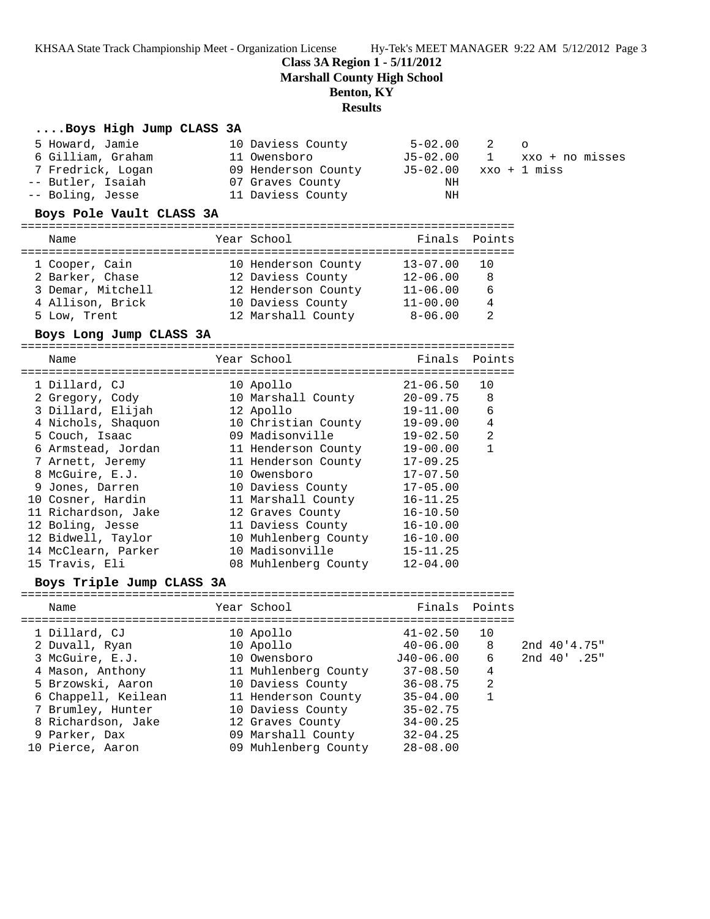**Class 3A Region 1 - 5/11/2012**
**Marshall County High School**
**Benton, KY**
**Results**

### ....Boys High Jump CLASS 3A

| Place | Name | Year | School | Finals | Points | |
|---|---|---|---|---|---|---|
| 5 | Howard, Jamie | 10 | Daviess County | 5-02.00 | 2 | o |
| 6 | Gilliam, Graham | 11 | Owensboro | J5-02.00 | 1 | xxo + no misses |
| 7 | Fredrick, Logan | 09 | Henderson County | J5-02.00 | | xxo + 1 miss |
| -- | Butler, Isaiah | 07 | Graves County | NH | | |
| -- | Boling, Jesse | 11 | Daviess County | NH | | |

### Boys Pole Vault CLASS 3A

| Place | Name | Year | School | Finals | Points |
|---|---|---|---|---|---|
| 1 | Cooper, Cain | 10 | Henderson County | 13-07.00 | 10 |
| 2 | Barker, Chase | 12 | Daviess County | 12-06.00 | 8 |
| 3 | Demar, Mitchell | 12 | Henderson County | 11-06.00 | 6 |
| 4 | Allison, Brick | 10 | Daviess County | 11-00.00 | 4 |
| 5 | Low, Trent | 12 | Marshall County | 8-06.00 | 2 |

### Boys Long Jump CLASS 3A

| Place | Name | Year | School | Finals | Points |
|---|---|---|---|---|---|
| 1 | Dillard, CJ | 10 | Apollo | 21-06.50 | 10 |
| 2 | Gregory, Cody | 10 | Marshall County | 20-09.75 | 8 |
| 3 | Dillard, Elijah | 12 | Apollo | 19-11.00 | 6 |
| 4 | Nichols, Shaquon | 10 | Christian County | 19-09.00 | 4 |
| 5 | Couch, Isaac | 09 | Madisonville | 19-02.50 | 2 |
| 6 | Armstead, Jordan | 11 | Henderson County | 19-00.00 | 1 |
| 7 | Arnett, Jeremy | 11 | Henderson County | 17-09.25 | |
| 8 | McGuire, E.J. | 10 | Owensboro | 17-07.50 | |
| 9 | Jones, Darren | 10 | Daviess County | 17-05.00 | |
| 10 | Cosner, Hardin | 11 | Marshall County | 16-11.25 | |
| 11 | Richardson, Jake | 12 | Graves County | 16-10.50 | |
| 12 | Boling, Jesse | 11 | Daviess County | 16-10.00 | |
| 12 | Bidwell, Taylor | 10 | Muhlenberg County | 16-10.00 | |
| 14 | McClearn, Parker | 10 | Madisonville | 15-11.25 | |
| 15 | Travis, Eli | 08 | Muhlenberg County | 12-04.00 | |

### Boys Triple Jump CLASS 3A

| Place | Name | Year | School | Finals | Points | |
|---|---|---|---|---|---|---|
| 1 | Dillard, CJ | 10 | Apollo | 41-02.50 | 10 | |
| 2 | Duvall, Ryan | 10 | Apollo | 40-06.00 | 8 | 2nd 40'4.75" |
| 3 | McGuire, E.J. | 10 | Owensboro | J40-06.00 | 6 | 2nd 40' .25" |
| 4 | Mason, Anthony | 11 | Muhlenberg County | 37-08.50 | 4 | |
| 5 | Brzowski, Aaron | 10 | Daviess County | 36-08.75 | 2 | |
| 6 | Chappell, Keilean | 11 | Henderson County | 35-04.00 | 1 | |
| 7 | Brumley, Hunter | 10 | Daviess County | 35-02.75 | | |
| 8 | Richardson, Jake | 12 | Graves County | 34-00.25 | | |
| 9 | Parker, Dax | 09 | Marshall County | 32-04.25 | | |
| 10 | Pierce, Aaron | 09 | Muhlenberg County | 28-08.00 | | |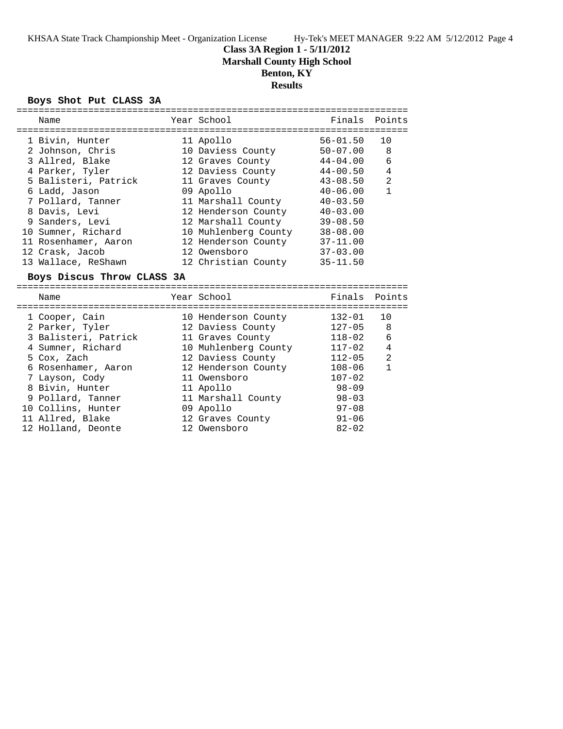**Class 3A Region 1 - 5/11/2012**
**Marshall County High School**
**Benton, KY**
**Results**

### Boys Shot Put CLASS 3A

| | Name | Year | School | Finals | Points |
|---|---|---|---|---|---|
| 1 | Bivin, Hunter | 11 | Apollo | 56-01.50 | 10 |
| 2 | Johnson, Chris | 10 | Daviess County | 50-07.00 | 8 |
| 3 | Allred, Blake | 12 | Graves County | 44-04.00 | 6 |
| 4 | Parker, Tyler | 12 | Daviess County | 44-00.50 | 4 |
| 5 | Balisteri, Patrick | 11 | Graves County | 43-08.50 | 2 |
| 6 | Ladd, Jason | 09 | Apollo | 40-06.00 | 1 |
| 7 | Pollard, Tanner | 11 | Marshall County | 40-03.50 | |
| 8 | Davis, Levi | 12 | Henderson County | 40-03.00 | |
| 9 | Sanders, Levi | 12 | Marshall County | 39-08.50 | |
| 10 | Sumner, Richard | 10 | Muhlenberg County | 38-08.00 | |
| 11 | Rosenhamer, Aaron | 12 | Henderson County | 37-11.00 | |
| 12 | Crask, Jacob | 12 | Owensboro | 37-03.00 | |
| 13 | Wallace, ReShawn | 12 | Christian County | 35-11.50 | |

### Boys Discus Throw CLASS 3A

| | Name | Year | School | Finals | Points |
|---|---|---|---|---|---|
| 1 | Cooper, Cain | 10 | Henderson County | 132-01 | 10 |
| 2 | Parker, Tyler | 12 | Daviess County | 127-05 | 8 |
| 3 | Balisteri, Patrick | 11 | Graves County | 118-02 | 6 |
| 4 | Sumner, Richard | 10 | Muhlenberg County | 117-02 | 4 |
| 5 | Cox, Zach | 12 | Daviess County | 112-05 | 2 |
| 6 | Rosenhamer, Aaron | 12 | Henderson County | 108-06 | 1 |
| 7 | Layson, Cody | 11 | Owensboro | 107-02 | |
| 8 | Bivin, Hunter | 11 | Apollo | 98-09 | |
| 9 | Pollard, Tanner | 11 | Marshall County | 98-03 | |
| 10 | Collins, Hunter | 09 | Apollo | 97-08 | |
| 11 | Allred, Blake | 12 | Graves County | 91-06 | |
| 12 | Holland, Deonte | 12 | Owensboro | 82-02 | |